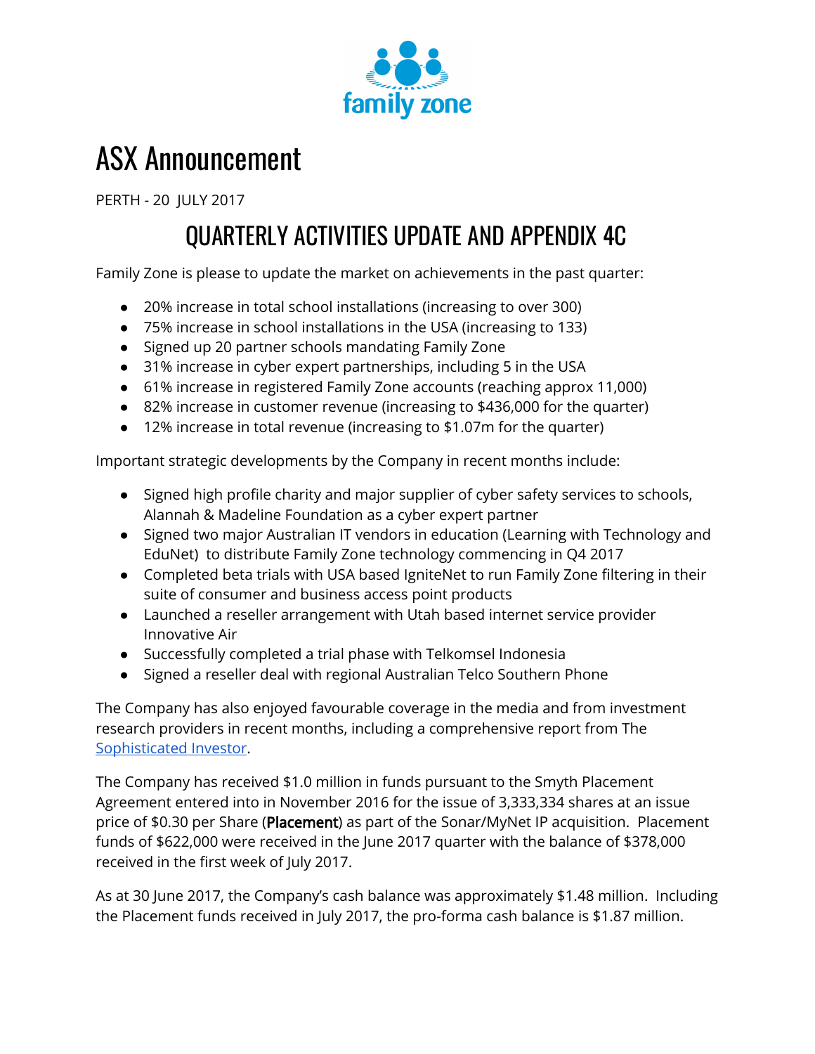family zone

# ASX Announcement

PERTH - 20 JULY 2017

## QUARTERLY ACTIVITIES UPDATE AND APPENDIX 4C

Family Zone is please to update the market on achievements in the past quarter:

- 20% increase in total school installations (increasing to over 300)
- 75% increase in school installations in the USA (increasing to 133)
- Signed up 20 partner schools mandating Family Zone
- 31% increase in cyber expert partnerships, including 5 in the USA
- 61% increase in registered Family Zone accounts (reaching approx 11,000)
- 82% increase in customer revenue (increasing to $436,000 for the quarter)
- 12% increase in total revenue (increasing to $1.07m for the quarter)

Important strategic developments by the Company in recent months include:

- Signed high profile charity and major supplier of cyber safety services to schools, Alannah & Madeline Foundation as a cyber expert partner
- Signed two major Australian IT vendors in education (Learning with Technology and EduNet) to distribute Family Zone technology commencing in Q4 2017
- Completed beta trials with USA based IgniteNet to run Family Zone filtering in their suite of consumer and business access point products
- Launched a reseller arrangement with Utah based internet service provider Innovative Air
- Successfully completed a trial phase with Telkomsel Indonesia
- Signed a reseller deal with regional Australian Telco Southern Phone

The Company has also enjoyed favourable coverage in the media and from investment research providers in recent months, including a comprehensive report from The Sophisticated Investor.

The Company has received $1.0 million in funds pursuant to the Smyth Placement Agreement entered into in November 2016 for the issue of 3,333,334 shares at an issue price of $0.30 per Share (**Placement**) as part of the Sonar/MyNet IP acquisition. Placement funds of $622,000 were received in the June 2017 quarter with the balance of $378,000 received in the first week of July 2017.

As at 30 June 2017, the Company's cash balance was approximately $1.48 million. Including the Placement funds received in July 2017, the pro-forma cash balance is $1.87 million.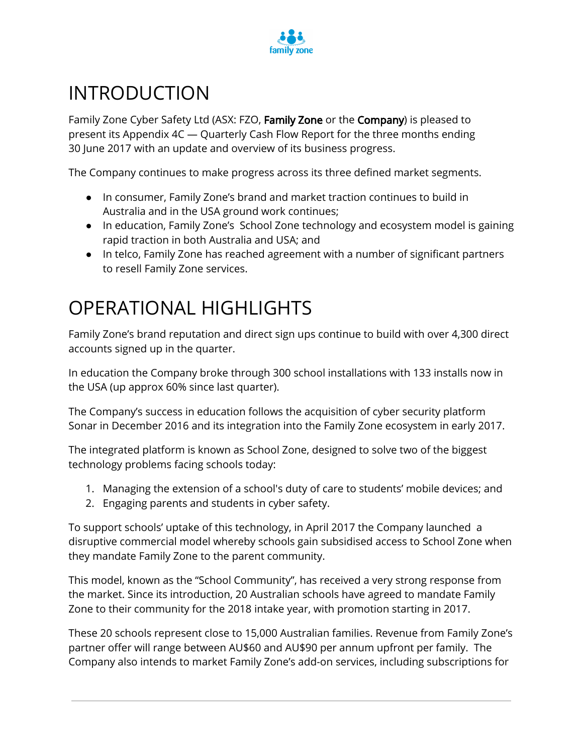# INTRODUCTION

Family Zone Cyber Safety Ltd (ASX: FZO, **Family Zone** or the **Company**) is pleased to present its Appendix 4C — Quarterly Cash Flow Report for the three months ending 30 June 2017 with an update and overview of its business progress.

The Company continues to make progress across its three defined market segments.

- In consumer, Family Zone's brand and market traction continues to build in Australia and in the USA ground work continues;
- In education, Family Zone's School Zone technology and ecosystem model is gaining rapid traction in both Australia and USA; and
- In telco, Family Zone has reached agreement with a number of significant partners to resell Family Zone services.

# OPERATIONAL HIGHLIGHTS

Family Zone's brand reputation and direct sign ups continue to build with over 4,300 direct accounts signed up in the quarter.

In education the Company broke through 300 school installations with 133 installs now in the USA (up approx 60% since last quarter).

The Company's success in education follows the acquisition of cyber security platform Sonar in December 2016 and its integration into the Family Zone ecosystem in early 2017.

The integrated platform is known as School Zone, designed to solve two of the biggest technology problems facing schools today:

1. Managing the extension of a school's duty of care to students' mobile devices; and
2. Engaging parents and students in cyber safety.

To support schools' uptake of this technology, in April 2017 the Company launched a disruptive commercial model whereby schools gain subsidised access to School Zone when they mandate Family Zone to the parent community.

This model, known as the "School Community", has received a very strong response from the market. Since its introduction, 20 Australian schools have agreed to mandate Family Zone to their community for the 2018 intake year, with promotion starting in 2017.

These 20 schools represent close to 15,000 Australian families. Revenue from Family Zone's partner offer will range between AU$60 and AU$90 per annum upfront per family. The Company also intends to market Family Zone's add-on services, including subscriptions for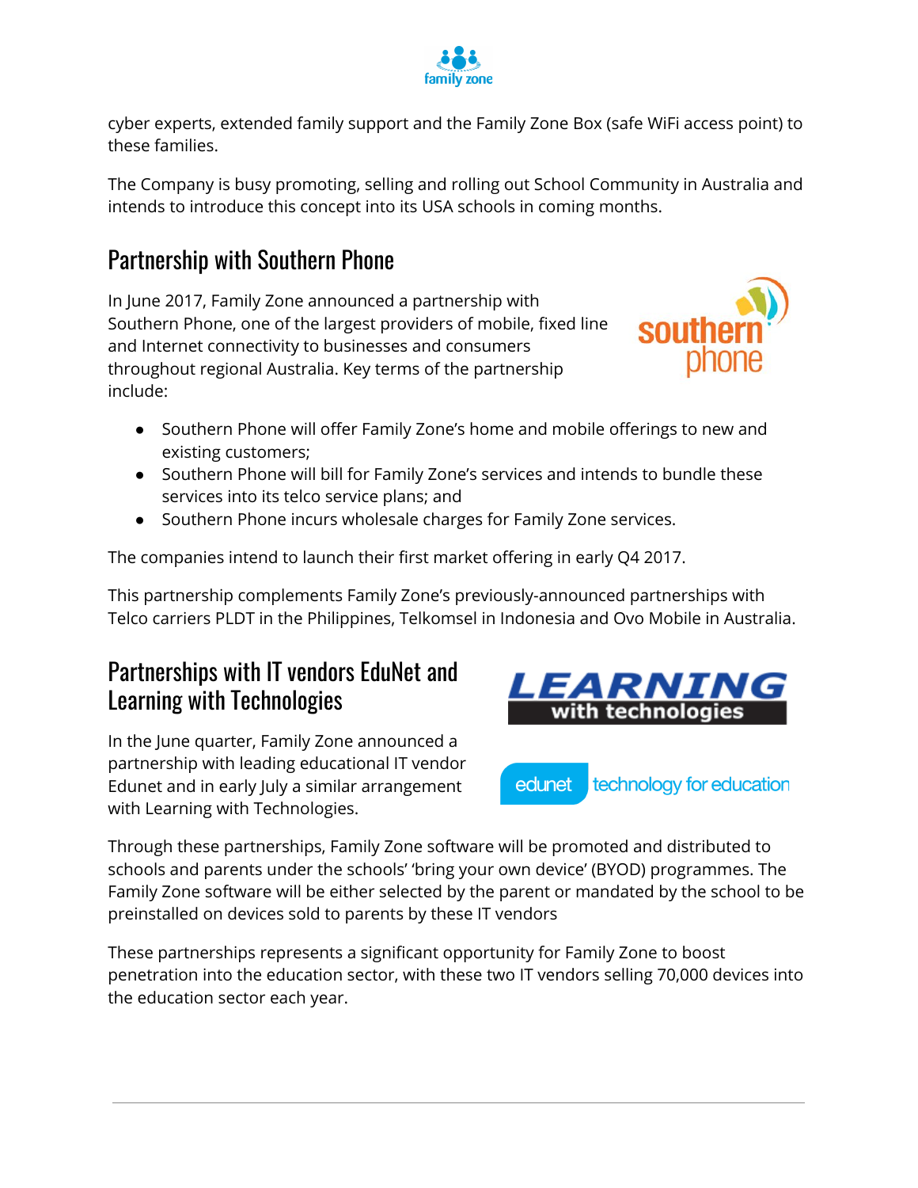cyber experts, extended family support and the Family Zone Box (safe WiFi access point) to these families.

The Company is busy promoting, selling and rolling out School Community in Australia and intends to introduce this concept into its USA schools in coming months.

## Partnership with Southern Phone

In June 2017, Family Zone announced a partnership with Southern Phone, one of the largest providers of mobile, fixed line and Internet connectivity to businesses and consumers throughout regional Australia. Key terms of the partnership include:

- Southern Phone will offer Family Zone's home and mobile offerings to new and existing customers;
- Southern Phone will bill for Family Zone's services and intends to bundle these services into its telco service plans; and
- Southern Phone incurs wholesale charges for Family Zone services.

The companies intend to launch their first market offering in early Q4 2017.

This partnership complements Family Zone's previously-announced partnerships with Telco carriers PLDT in the Philippines, Telkomsel in Indonesia and Ovo Mobile in Australia.

## Partnerships with IT vendors EduNet and Learning with Technologies

In the June quarter, Family Zone announced a partnership with leading educational IT vendor Edunet and in early July a similar arrangement with Learning with Technologies.

Through these partnerships, Family Zone software will be promoted and distributed to schools and parents under the schools' 'bring your own device' (BYOD) programmes. The Family Zone software will be either selected by the parent or mandated by the school to be preinstalled on devices sold to parents by these IT vendors

These partnerships represents a significant opportunity for Family Zone to boost penetration into the education sector, with these two IT vendors selling 70,000 devices into the education sector each year.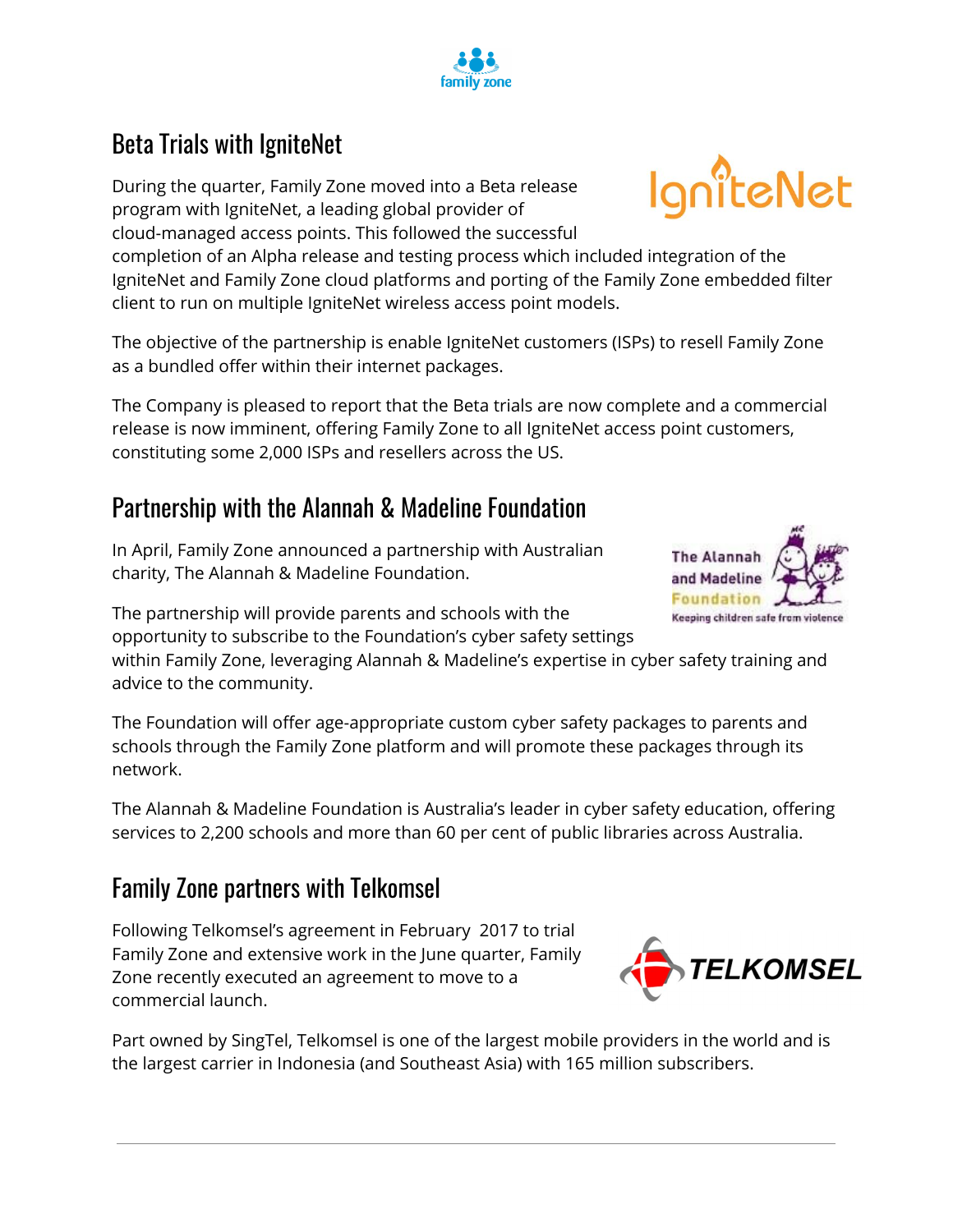## Beta Trials with IgniteNet

During the quarter, Family Zone moved into a Beta release program with IgniteNet, a leading global provider of cloud-managed access points. This followed the successful completion of an Alpha release and testing process which included integration of the IgniteNet and Family Zone cloud platforms and porting of the Family Zone embedded filter client to run on multiple IgniteNet wireless access point models.

The objective of the partnership is enable IgniteNet customers (ISPs) to resell Family Zone as a bundled offer within their internet packages.

The Company is pleased to report that the Beta trials are now complete and a commercial release is now imminent, offering Family Zone to all IgniteNet access point customers, constituting some 2,000 ISPs and resellers across the US.

## Partnership with the Alannah & Madeline Foundation

In April, Family Zone announced a partnership with Australian charity, The Alannah & Madeline Foundation.

The partnership will provide parents and schools with the opportunity to subscribe to the Foundation's cyber safety settings within Family Zone, leveraging Alannah & Madeline's expertise in cyber safety training and advice to the community.

The Foundation will offer age-appropriate custom cyber safety packages to parents and schools through the Family Zone platform and will promote these packages through its network.

The Alannah & Madeline Foundation is Australia's leader in cyber safety education, offering services to 2,200 schools and more than 60 per cent of public libraries across Australia.

## Family Zone partners with Telkomsel

Following Telkomsel's agreement in February 2017 to trial Family Zone and extensive work in the June quarter, Family Zone recently executed an agreement to move to a commercial launch.

Part owned by SingTel, Telkomsel is one of the largest mobile providers in the world and is the largest carrier in Indonesia (and Southeast Asia) with 165 million subscribers.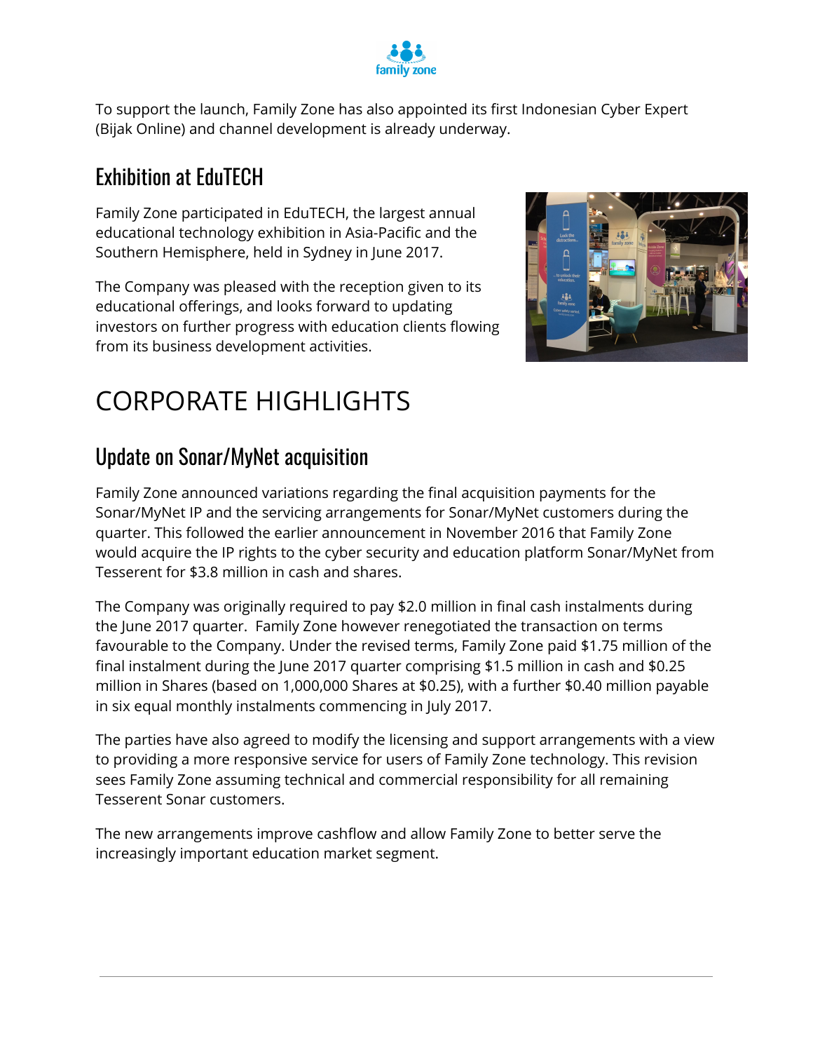To support the launch, Family Zone has also appointed its first Indonesian Cyber Expert (Bijak Online) and channel development is already underway.

## Exhibition at EduTECH

Family Zone participated in EduTECH, the largest annual educational technology exhibition in Asia-Pacific and the Southern Hemisphere, held in Sydney in June 2017.

The Company was pleased with the reception given to its educational offerings, and looks forward to updating investors on further progress with education clients flowing from its business development activities.

# CORPORATE HIGHLIGHTS

## Update on Sonar/MyNet acquisition

Family Zone announced variations regarding the final acquisition payments for the Sonar/MyNet IP and the servicing arrangements for Sonar/MyNet customers during the quarter. This followed the earlier announcement in November 2016 that Family Zone would acquire the IP rights to the cyber security and education platform Sonar/MyNet from Tesserent for $3.8 million in cash and shares.

The Company was originally required to pay $2.0 million in final cash instalments during the June 2017 quarter. Family Zone however renegotiated the transaction on terms favourable to the Company. Under the revised terms, Family Zone paid $1.75 million of the final instalment during the June 2017 quarter comprising $1.5 million in cash and $0.25 million in Shares (based on 1,000,000 Shares at $0.25), with a further $0.40 million payable in six equal monthly instalments commencing in July 2017.

The parties have also agreed to modify the licensing and support arrangements with a view to providing a more responsive service for users of Family Zone technology. This revision sees Family Zone assuming technical and commercial responsibility for all remaining Tesserent Sonar customers.

The new arrangements improve cashflow and allow Family Zone to better serve the increasingly important education market segment.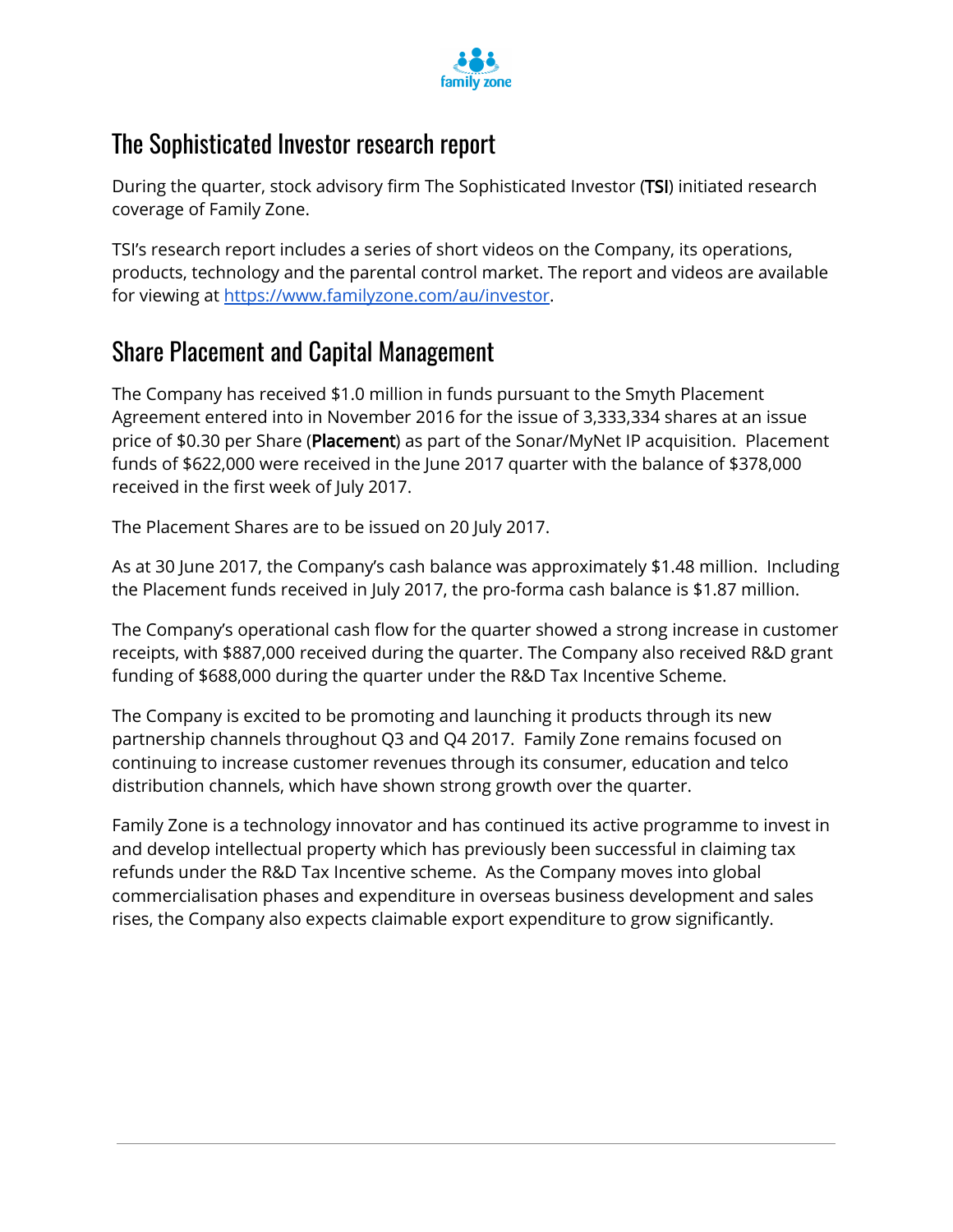## The Sophisticated Investor research report

During the quarter, stock advisory firm The Sophisticated Investor (**TSI**) initiated research coverage of Family Zone.

TSI's research report includes a series of short videos on the Company, its operations, products, technology and the parental control market. The report and videos are available for viewing at https://www.familyzone.com/au/investor.

## Share Placement and Capital Management

The Company has received $1.0 million in funds pursuant to the Smyth Placement Agreement entered into in November 2016 for the issue of 3,333,334 shares at an issue price of $0.30 per Share (**Placement**) as part of the Sonar/MyNet IP acquisition. Placement funds of $622,000 were received in the June 2017 quarter with the balance of $378,000 received in the first week of July 2017.

The Placement Shares are to be issued on 20 July 2017.

As at 30 June 2017, the Company's cash balance was approximately $1.48 million. Including the Placement funds received in July 2017, the pro-forma cash balance is $1.87 million.

The Company's operational cash flow for the quarter showed a strong increase in customer receipts, with $887,000 received during the quarter. The Company also received R&D grant funding of $688,000 during the quarter under the R&D Tax Incentive Scheme.

The Company is excited to be promoting and launching it products through its new partnership channels throughout Q3 and Q4 2017. Family Zone remains focused on continuing to increase customer revenues through its consumer, education and telco distribution channels, which have shown strong growth over the quarter.

Family Zone is a technology innovator and has continued its active programme to invest in and develop intellectual property which has previously been successful in claiming tax refunds under the R&D Tax Incentive scheme. As the Company moves into global commercialisation phases and expenditure in overseas business development and sales rises, the Company also expects claimable export expenditure to grow significantly.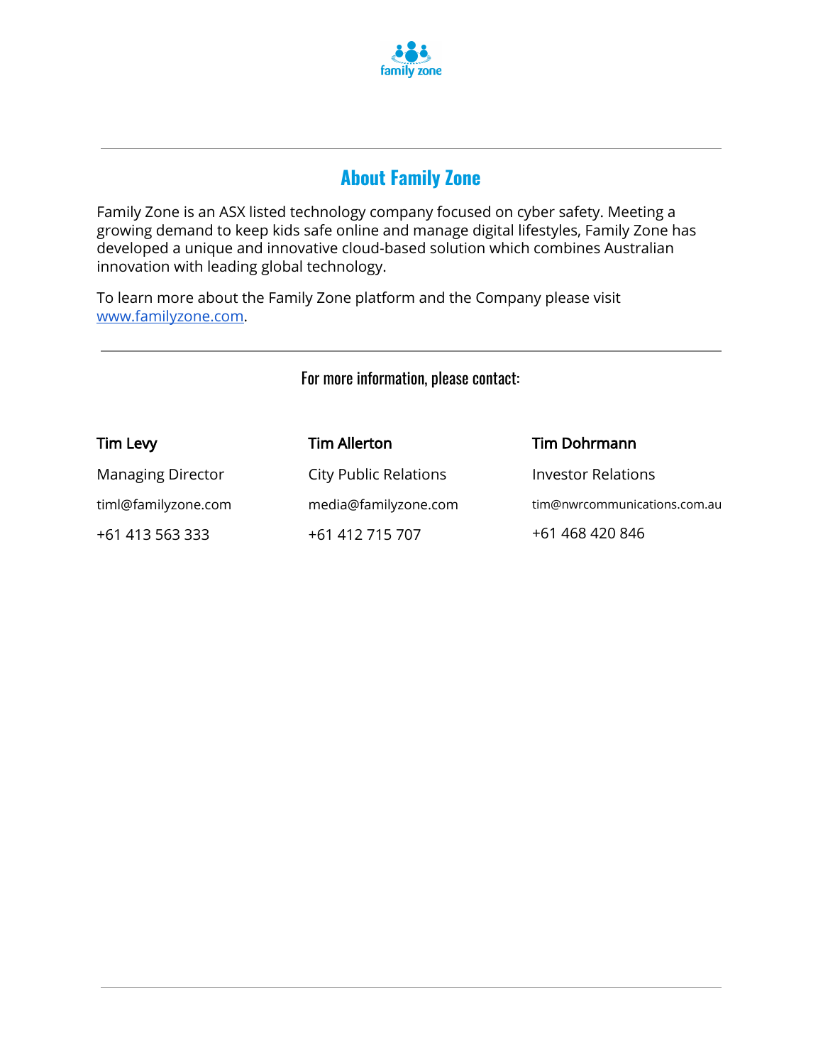## About Family Zone

Family Zone is an ASX listed technology company focused on cyber safety. Meeting a growing demand to keep kids safe online and manage digital lifestyles, Family Zone has developed a unique and innovative cloud-based solution which combines Australian innovation with leading global technology.

To learn more about the Family Zone platform and the Company please visit [www.familyzone.com](http://www.familyzone.com).

For more information, please contact:

| Tim Levy | Tim Allerton | Tim Dohrmann |
| --- | --- | --- |
| Managing Director | City Public Relations | Investor Relations |
| timl@familyzone.com | media@familyzone.com | tim@nwrcommunications.com.au |
| +61 413 563 333 | +61 412 715 707 | +61 468 420 846 |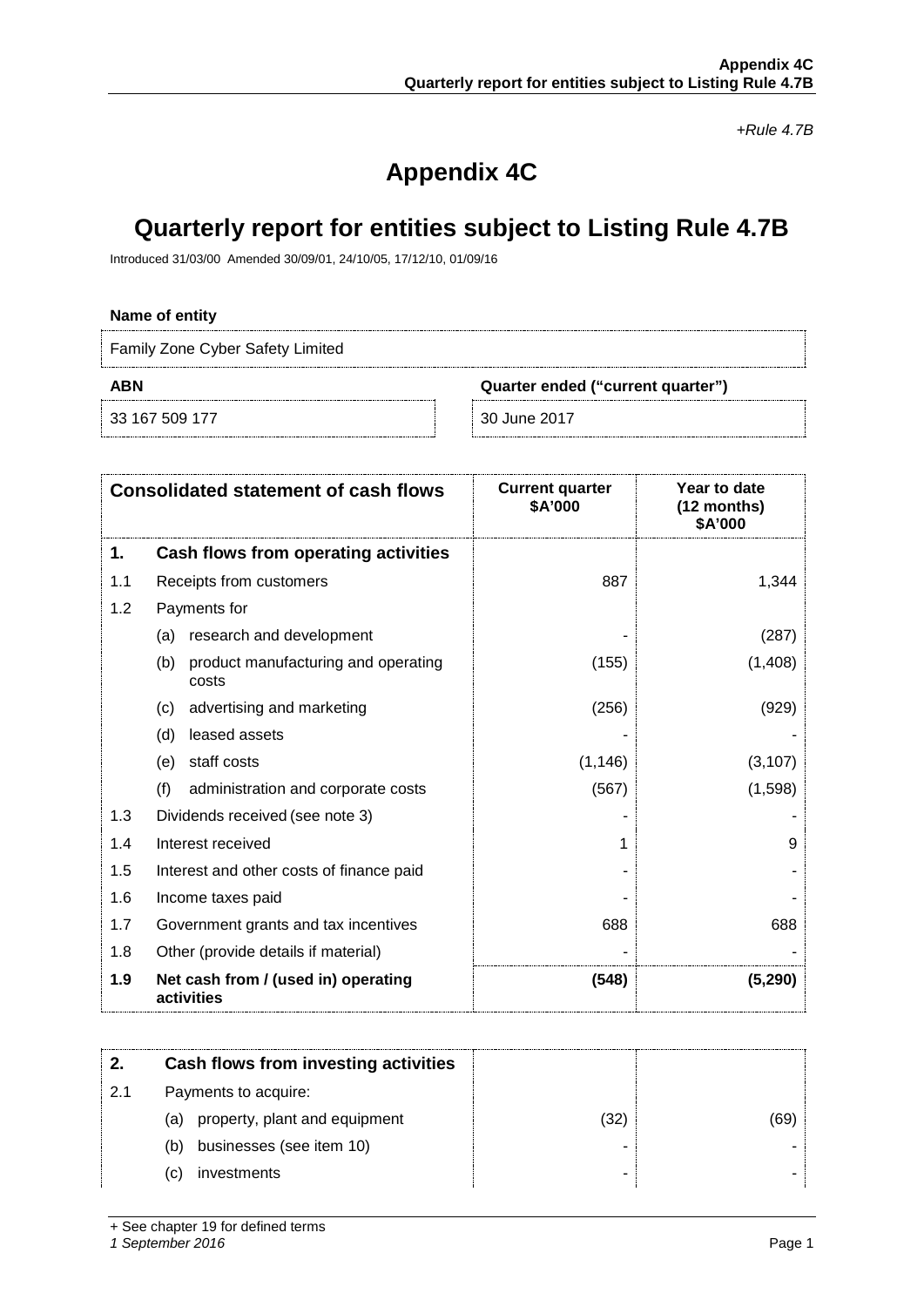+Rule 4.7B

# Appendix 4C

# Quarterly report for entities subject to Listing Rule 4.7B

Introduced 31/03/00 Amended 30/09/01, 24/10/05, 17/12/10, 01/09/16

**Name of entity**

Family Zone Cyber Safety Limited

| ABN | Quarter ended ("current quarter") |
|---|---|
| 33 167 509 177 | 30 June 2017 |

| | Consolidated statement of cash flows | Current quarter $A'000 | Year to date (12 months) $A'000 |
|---|---|---|---|
| **1.** | **Cash flows from operating activities** | | |
| 1.1 | Receipts from customers | 887 | 1,344 |
| 1.2 | Payments for | | |
| | (a) research and development | - | (287) |
| | (b) product manufacturing and operating costs | (155) | (1,408) |
| | (c) advertising and marketing | (256) | (929) |
| | (d) leased assets | - | - |
| | (e) staff costs | (1,146) | (3,107) |
| | (f) administration and corporate costs | (567) | (1,598) |
| 1.3 | Dividends received (see note 3) | - | - |
| 1.4 | Interest received | 1 | 9 |
| 1.5 | Interest and other costs of finance paid | - | - |
| 1.6 | Income taxes paid | - | - |
| 1.7 | Government grants and tax incentives | 688 | 688 |
| 1.8 | Other (provide details if material) | - | - |
| **1.9** | **Net cash from / (used in) operating activities** | **(548)** | **(5,290)** |

| | | | |
|---|---|---|---|
| **2.** | **Cash flows from investing activities** | | |
| 2.1 | Payments to acquire: | | |
| | (a) property, plant and equipment | (32) | (69) |
| | (b) businesses (see item 10) | - | - |
| | (c) investments | - | - |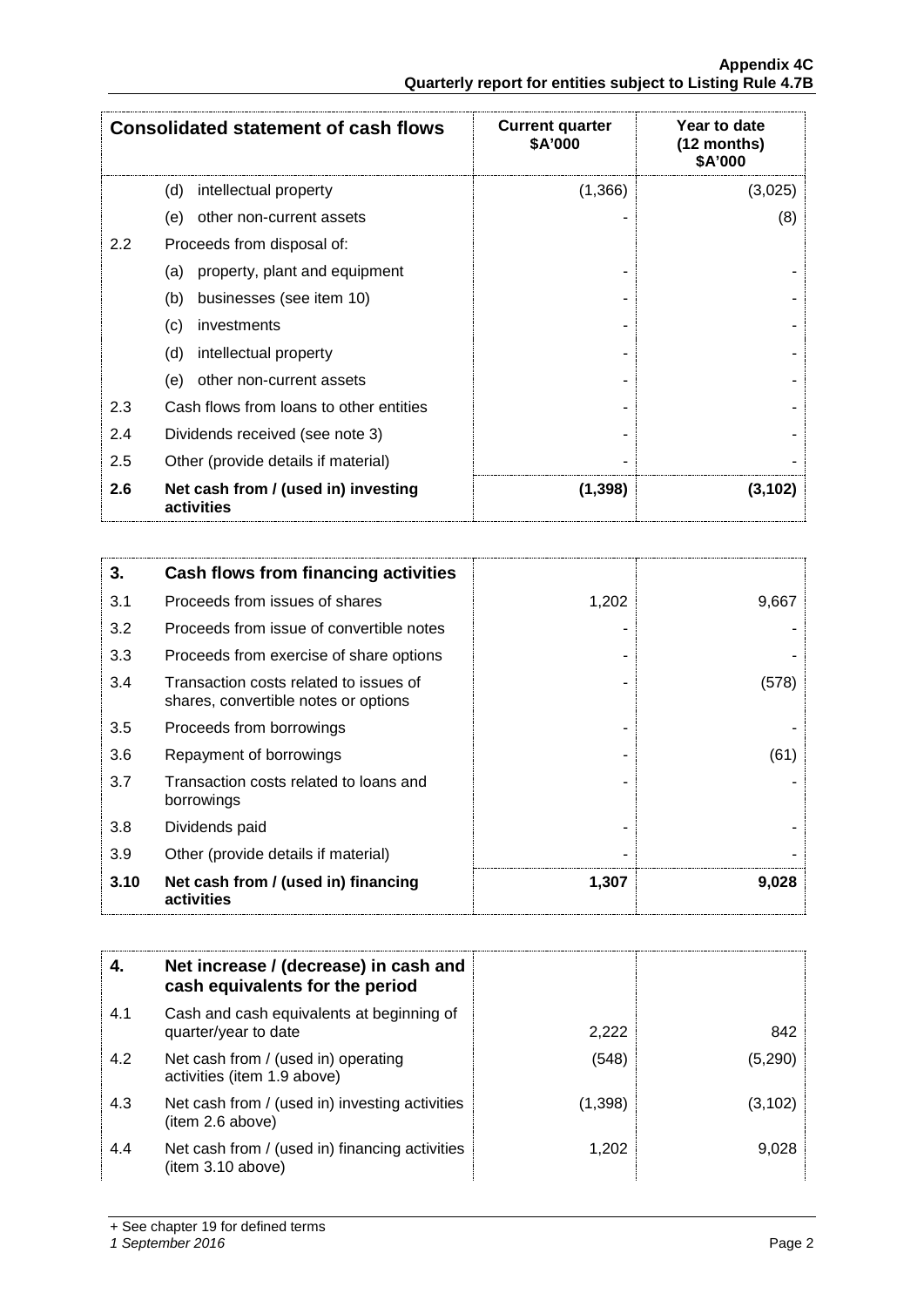| Consolidated statement of cash flows | | Current quarter \$A'000 | Year to date (12 months) \$A'000 |
|---|---|---|---|
| | (d) intellectual property | (1,366) | (3,025) |
| | (e) other non-current assets | - | (8) |
| 2.2 | Proceeds from disposal of: | | |
| | (a) property, plant and equipment | - | - |
| | (b) businesses (see item 10) | - | - |
| | (c) investments | - | - |
| | (d) intellectual property | - | - |
| | (e) other non-current assets | - | - |
| 2.3 | Cash flows from loans to other entities | - | - |
| 2.4 | Dividends received (see note 3) | - | - |
| 2.5 | Other (provide details if material) | - | - |
| **2.6** | **Net cash from / (used in) investing activities** | **(1,398)** | **(3,102)** |

| **3.** | **Cash flows from financing activities** | | |
|---|---|---|---|
| 3.1 | Proceeds from issues of shares | 1,202 | 9,667 |
| 3.2 | Proceeds from issue of convertible notes | - | - |
| 3.3 | Proceeds from exercise of share options | - | - |
| 3.4 | Transaction costs related to issues of shares, convertible notes or options | - | (578) |
| 3.5 | Proceeds from borrowings | - | - |
| 3.6 | Repayment of borrowings | - | (61) |
| 3.7 | Transaction costs related to loans and borrowings | - | - |
| 3.8 | Dividends paid | - | - |
| 3.9 | Other (provide details if material) | - | - |
| **3.10** | **Net cash from / (used in) financing activities** | **1,307** | **9,028** |

| **4.** | **Net increase / (decrease) in cash and cash equivalents for the period** | | |
|---|---|---|---|
| 4.1 | Cash and cash equivalents at beginning of quarter/year to date | 2,222 | 842 |
| 4.2 | Net cash from / (used in) operating activities (item 1.9 above) | (548) | (5,290) |
| 4.3 | Net cash from / (used in) investing activities (item 2.6 above) | (1,398) | (3,102) |
| 4.4 | Net cash from / (used in) financing activities (item 3.10 above) | 1,202 | 9,028 |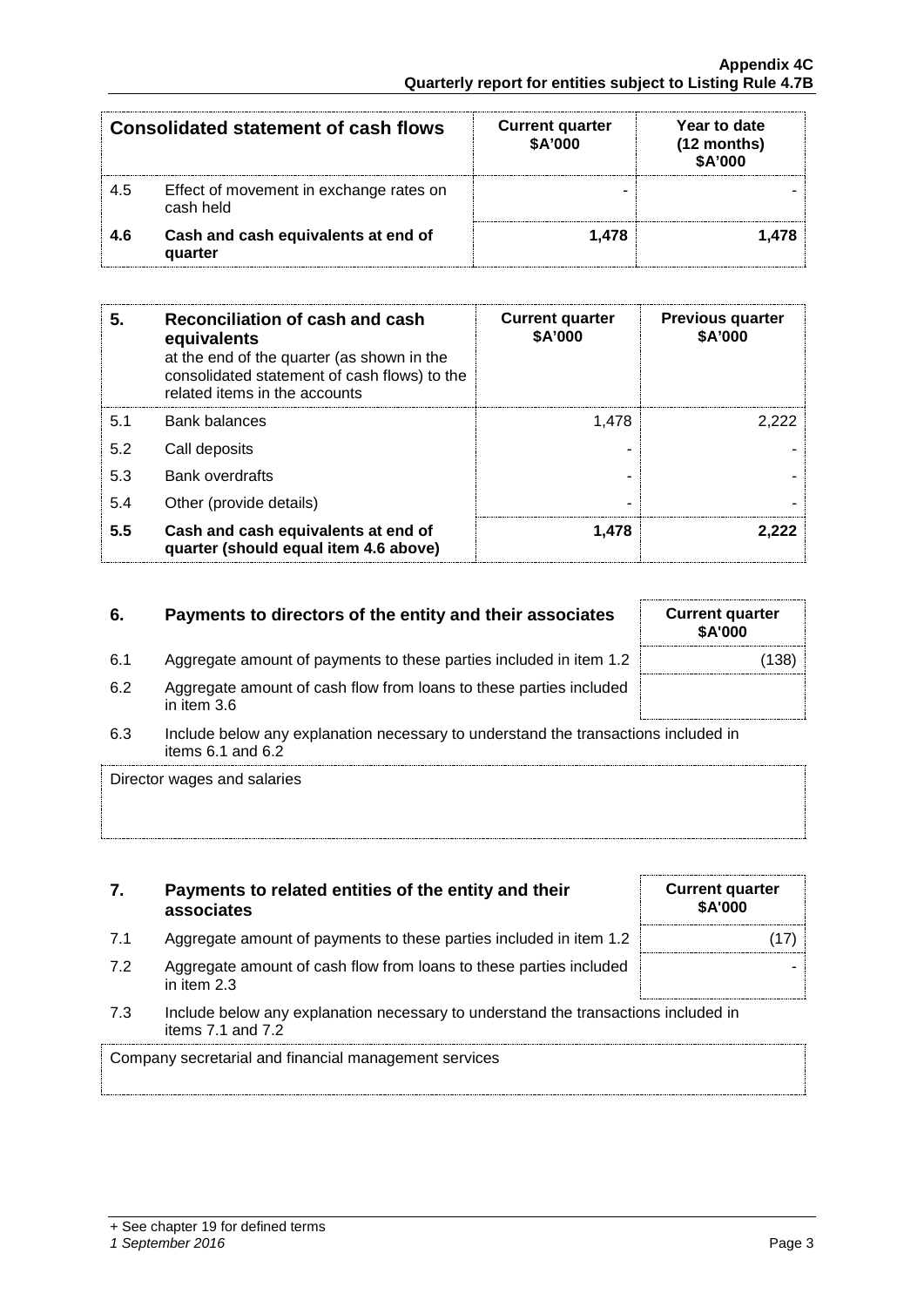| Consolidated statement of cash flows | | Current quarter $A'000 | Year to date (12 months) $A'000 |
|---|---|---|---|
| 4.5 | Effect of movement in exchange rates on cash held | - | - |
| **4.6** | **Cash and cash equivalents at end of quarter** | **1,478** | **1,478** |

| **5.** | **Reconciliation of cash and cash equivalents** at the end of the quarter (as shown in the consolidated statement of cash flows) to the related items in the accounts | **Current quarter $A'000** | **Previous quarter $A'000** |
|---|---|---|---|
| 5.1 | Bank balances | 1,478 | 2,222 |
| 5.2 | Call deposits | - | - |
| 5.3 | Bank overdrafts | - | - |
| 5.4 | Other (provide details) | - | - |
| **5.5** | **Cash and cash equivalents at end of quarter (should equal item 4.6 above)** | **1,478** | **2,222** |

| **6.** | **Payments to directors of the entity and their associates** | **Current quarter $A'000** |
|---|---|---|
| 6.1 | Aggregate amount of payments to these parties included in item 1.2 | (138) |
| 6.2 | Aggregate amount of cash flow from loans to these parties included in item 3.6 | |

6.3 Include below any explanation necessary to understand the transactions included in items 6.1 and 6.2

Director wages and salaries

| **7.** | **Payments to related entities of the entity and their associates** | **Current quarter $A'000** |
|---|---|---|
| 7.1 | Aggregate amount of payments to these parties included in item 1.2 | (17) |
| 7.2 | Aggregate amount of cash flow from loans to these parties included in item 2.3 | - |

7.3 Include below any explanation necessary to understand the transactions included in items 7.1 and 7.2

Company secretarial and financial management services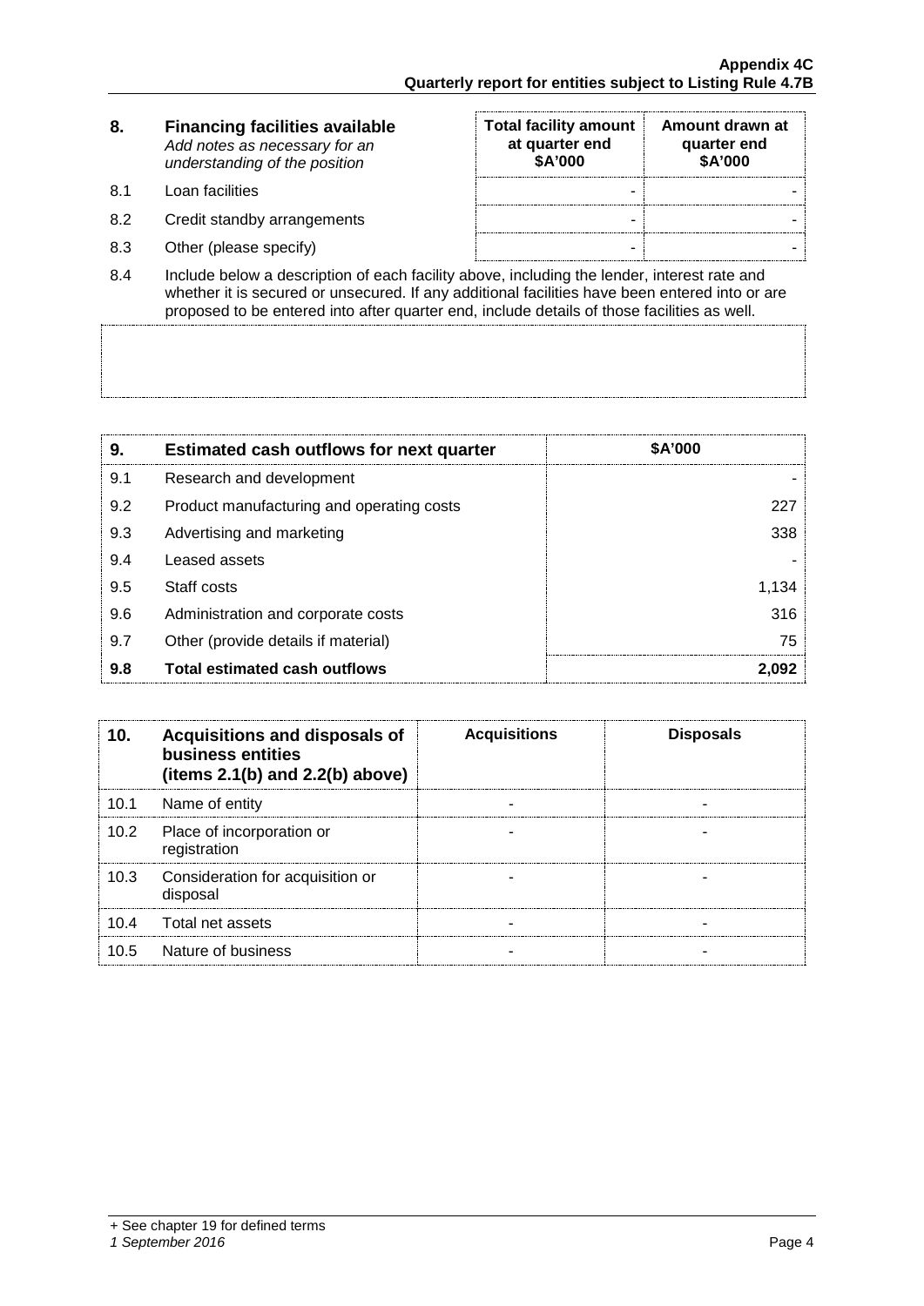| 8. | Financing facilities available *Add notes as necessary for an understanding of the position* | Total facility amount at quarter end $A'000 | Amount drawn at quarter end $A'000 |
|---|---|---|---|
| 8.1 | Loan facilities | - | - |
| 8.2 | Credit standby arrangements | - | - |
| 8.3 | Other (please specify) | - | - |

8.4 Include below a description of each facility above, including the lender, interest rate and whether it is secured or unsecured. If any additional facilities have been entered into or are proposed to be entered into after quarter end, include details of those facilities as well.

| 9. | Estimated cash outflows for next quarter | $A'000 |
|---|---|---|
| 9.1 | Research and development | - |
| 9.2 | Product manufacturing and operating costs | 227 |
| 9.3 | Advertising and marketing | 338 |
| 9.4 | Leased assets | - |
| 9.5 | Staff costs | 1,134 |
| 9.6 | Administration and corporate costs | 316 |
| 9.7 | Other (provide details if material) | 75 |
| **9.8** | **Total estimated cash outflows** | **2,092** |

| 10. | Acquisitions and disposals of business entities (items 2.1(b) and 2.2(b) above) | Acquisitions | Disposals |
|---|---|---|---|
| 10.1 | Name of entity | - | - |
| 10.2 | Place of incorporation or registration | - | - |
| 10.3 | Consideration for acquisition or disposal | - | - |
| 10.4 | Total net assets | - | - |
| 10.5 | Nature of business | - | - |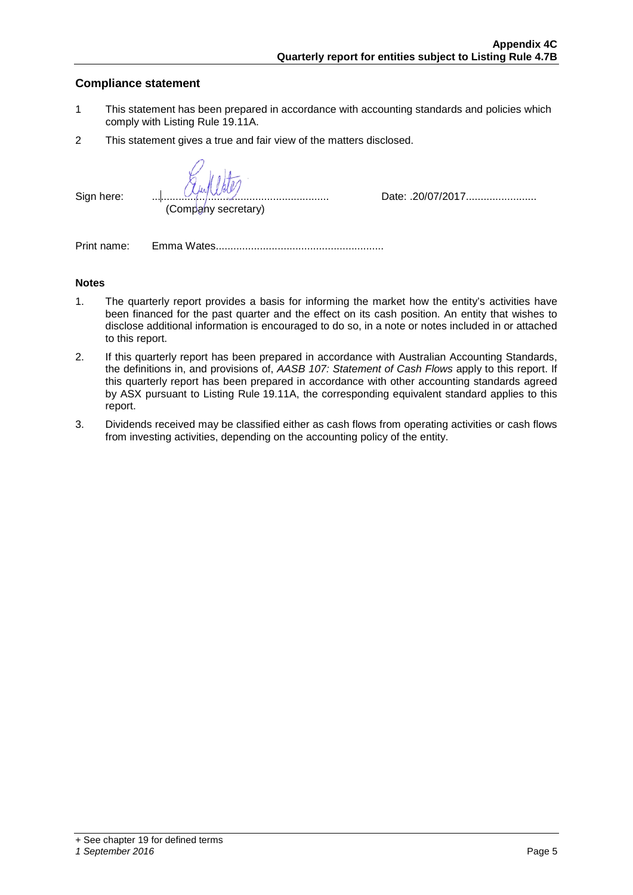## Compliance statement

1 This statement has been prepared in accordance with accounting standards and policies which comply with Listing Rule 19.11A.

2 This statement gives a true and fair view of the matters disclosed.

Sign here: ............................................................ Date: .20/07/2017........................
(Company secretary)

Print name: Emma Wates.........................................................

**Notes**

1. The quarterly report provides a basis for informing the market how the entity's activities have been financed for the past quarter and the effect on its cash position. An entity that wishes to disclose additional information is encouraged to do so, in a note or notes included in or attached to this report.

2. If this quarterly report has been prepared in accordance with Australian Accounting Standards, the definitions in, and provisions of, *AASB 107: Statement of Cash Flows* apply to this report. If this quarterly report has been prepared in accordance with other accounting standards agreed by ASX pursuant to Listing Rule 19.11A, the corresponding equivalent standard applies to this report.

3. Dividends received may be classified either as cash flows from operating activities or cash flows from investing activities, depending on the accounting policy of the entity.